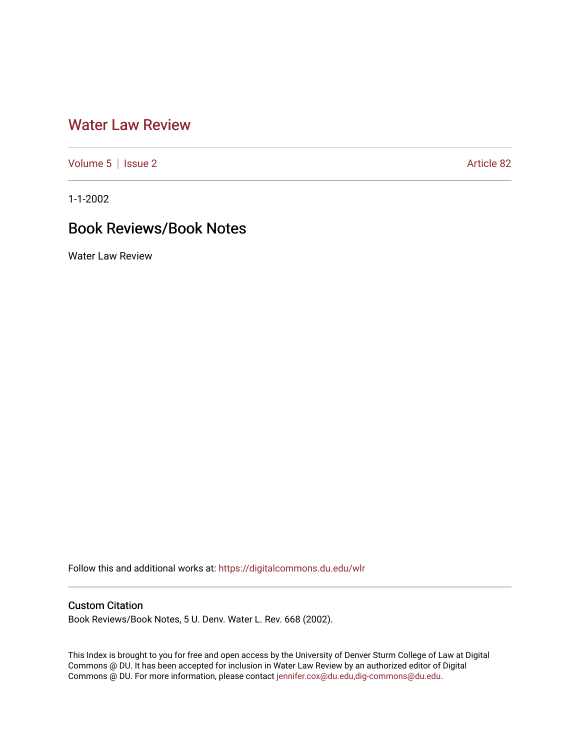# Water Law Review

Volume 5 | Issue 2 | Article 82

1-1-2002

## Book Reviews/Book Notes

Water Law Review

Follow this and additional works at: https://digitalcommons.du.edu/wlr

### Custom Citation

Book Reviews/Book Notes, 5 U. Denv. Water L. Rev. 668 (2002).

This Index is brought to you for free and open access by the University of Denver Sturm College of Law at Digital Commons @ DU. It has been accepted for inclusion in Water Law Review by an authorized editor of Digital Commons @ DU. For more information, please contact jennifer.cox@du.edu,dig-commons@du.edu.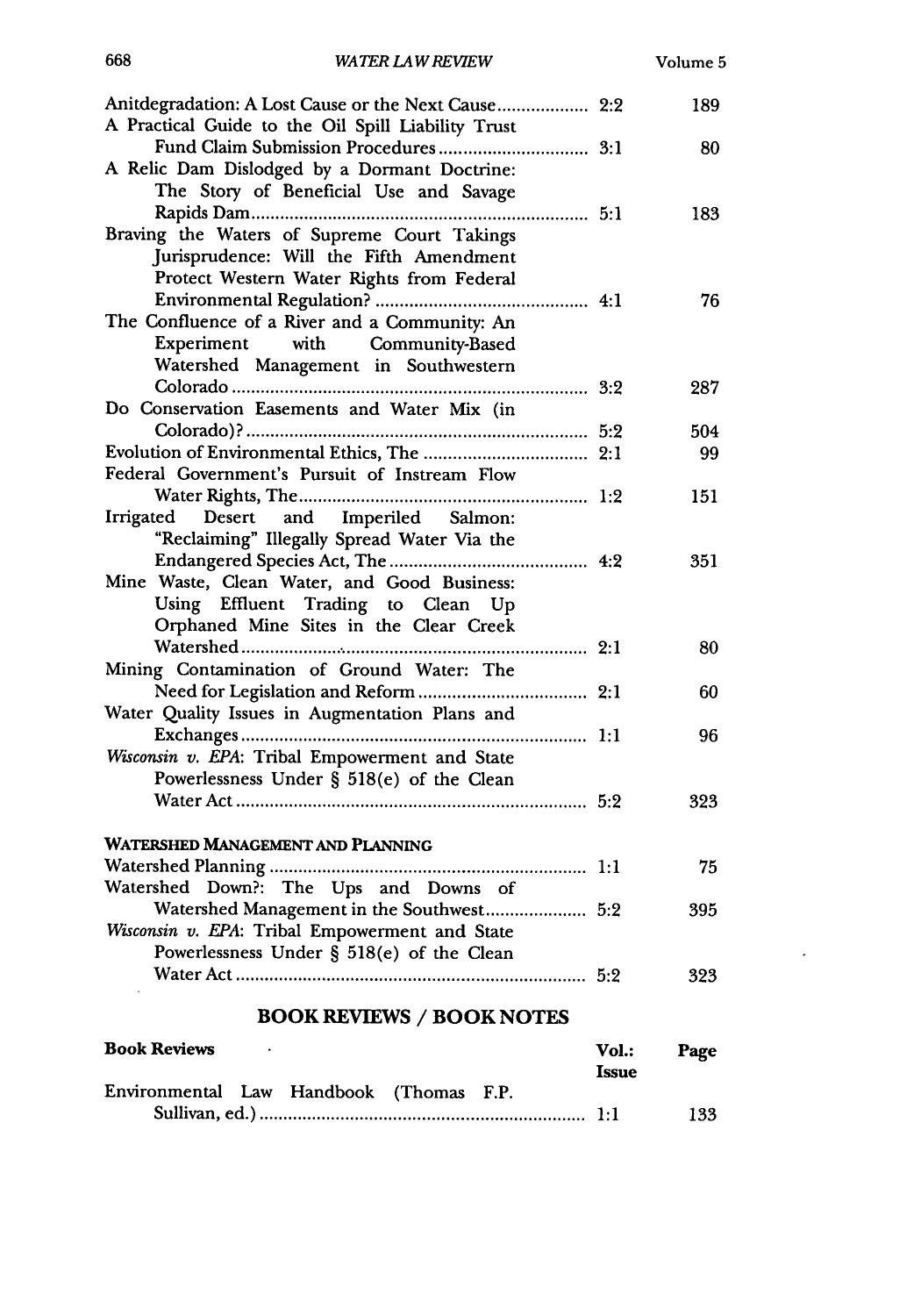| | | |
|---|---|---|
| Anitdegradation: A Lost Cause or the Next Cause | 2:2 | 189 |
| A Practical Guide to the Oil Spill Liability Trust Fund Claim Submission Procedures | 3:1 | 80 |
| A Relic Dam Dislodged by a Dormant Doctrine: The Story of Beneficial Use and Savage Rapids Dam | 5:1 | 183 |
| Braving the Waters of Supreme Court Takings Jurisprudence: Will the Fifth Amendment Protect Western Water Rights from Federal Environmental Regulation? | 4:1 | 76 |
| The Confluence of a River and a Community: An Experiment with Community-Based Watershed Management in Southwestern Colorado | 3:2 | 287 |
| Do Conservation Easements and Water Mix (in Colorado)? | 5:2 | 504 |
| Evolution of Environmental Ethics, The | 2:1 | 99 |
| Federal Government's Pursuit of Instream Flow Water Rights, The | 1:2 | 151 |
| Irrigated Desert and Imperiled Salmon: "Reclaiming" Illegally Spread Water Via the Endangered Species Act, The | 4:2 | 351 |
| Mine Waste, Clean Water, and Good Business: Using Effluent Trading to Clean Up Orphaned Mine Sites in the Clear Creek Watershed | 2:1 | 80 |
| Mining Contamination of Ground Water: The Need for Legislation and Reform | 2:1 | 60 |
| Water Quality Issues in Augmentation Plans and Exchanges | 1:1 | 96 |
| *Wisconsin v. EPA*: Tribal Empowerment and State Powerlessness Under § 518(e) of the Clean Water Act | 5:2 | 323 |

**WATERSHED MANAGEMENT AND PLANNING**

| | | |
|---|---|---|
| Watershed Planning | 1:1 | 75 |
| Watershed Down?: The Ups and Downs of Watershed Management in the Southwest | 5:2 | 395 |
| *Wisconsin v. EPA*: Tribal Empowerment and State Powerlessness Under § 518(e) of the Clean Water Act | 5:2 | 323 |

## BOOK REVIEWS / BOOK NOTES

| Book Reviews | Vol.: Issue | Page |
|---|---|---|
| Environmental Law Handbook (Thomas F.P. Sullivan, ed.) | 1:1 | 133 |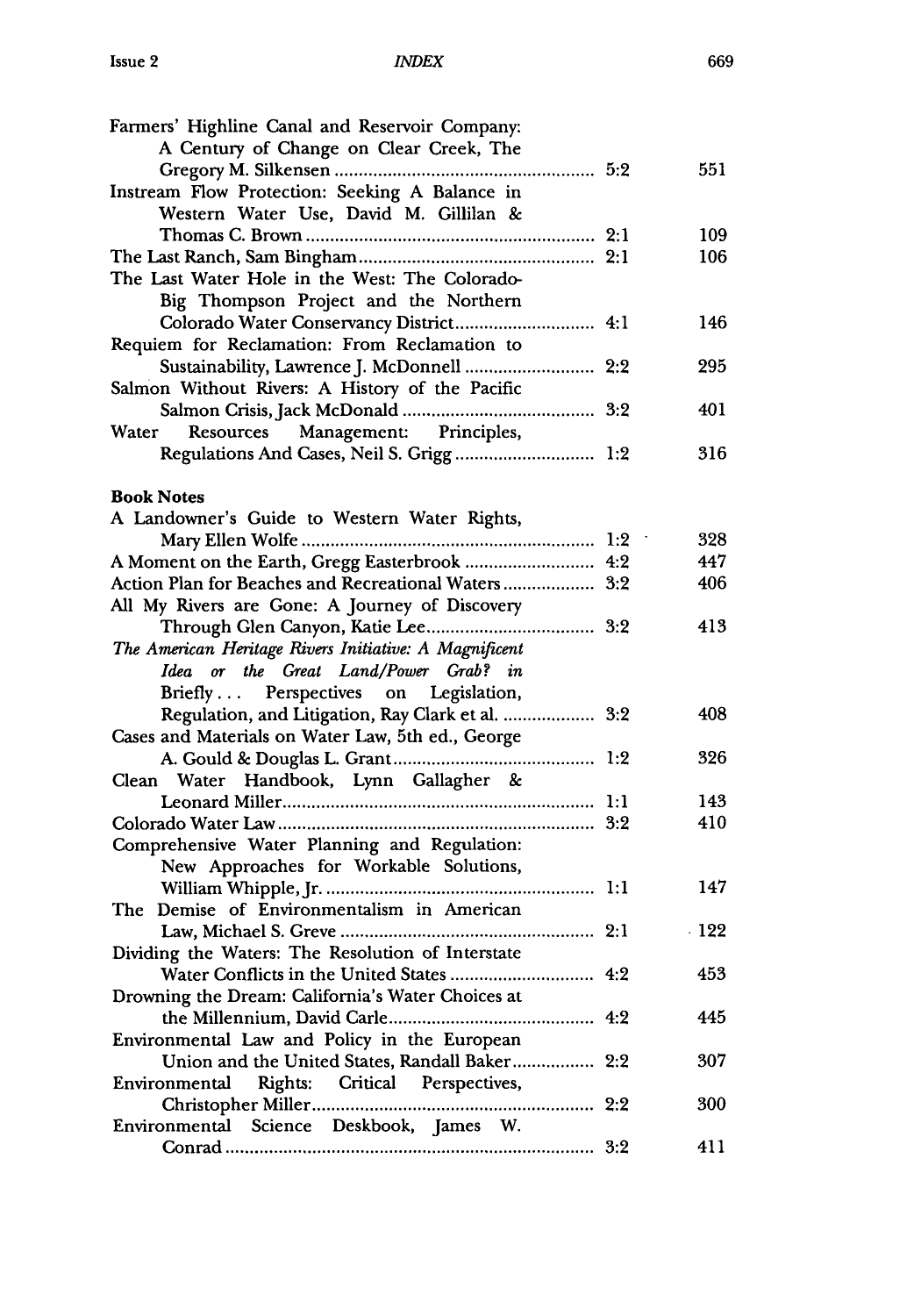Farmers' Highline Canal and Reservoir Company: A Century of Change on Clear Creek, The Gregory M. Silkensen ..... 5:2 551

Instream Flow Protection: Seeking A Balance in Western Water Use, David M. Gillilan & Thomas C. Brown ..... 2:1 109

The Last Ranch, Sam Bingham ..... 2:1 106

The Last Water Hole in the West: The Colorado-Big Thompson Project and the Northern Colorado Water Conservancy District ..... 4:1 146

Requiem for Reclamation: From Reclamation to Sustainability, Lawrence J. McDonnell ..... 2:2 295

Salmon Without Rivers: A History of the Pacific Salmon Crisis, Jack McDonald ..... 3:2 401

Water Resources Management: Principles, Regulations And Cases, Neil S. Grigg ..... 1:2 316

**Book Notes**

A Landowner's Guide to Western Water Rights, Mary Ellen Wolfe ..... 1:2 328

A Moment on the Earth, Gregg Easterbrook ..... 4:2 447

Action Plan for Beaches and Recreational Waters ..... 3:2 406

All My Rivers are Gone: A Journey of Discovery Through Glen Canyon, Katie Lee ..... 3:2 413

*The American Heritage Rivers Initiative: A Magnificent Idea or the Great Land/Power Grab? in* Briefly... Perspectives on Legislation, Regulation, and Litigation, Ray Clark et al. ..... 3:2 408

Cases and Materials on Water Law, 5th ed., George A. Gould & Douglas L. Grant ..... 1:2 326

Clean Water Handbook, Lynn Gallagher & Leonard Miller ..... 1:1 143

Colorado Water Law ..... 3:2 410

Comprehensive Water Planning and Regulation: New Approaches for Workable Solutions, William Whipple, Jr. ..... 1:1 147

The Demise of Environmentalism in American Law, Michael S. Greve ..... 2:1 122

Dividing the Waters: The Resolution of Interstate Water Conflicts in the United States ..... 4:2 453

Drowning the Dream: California's Water Choices at the Millennium, David Carle ..... 4:2 445

Environmental Law and Policy in the European Union and the United States, Randall Baker ..... 2:2 307

Environmental Rights: Critical Perspectives, Christopher Miller ..... 2:2 300

Environmental Science Deskbook, James W. Conrad ..... 3:2 411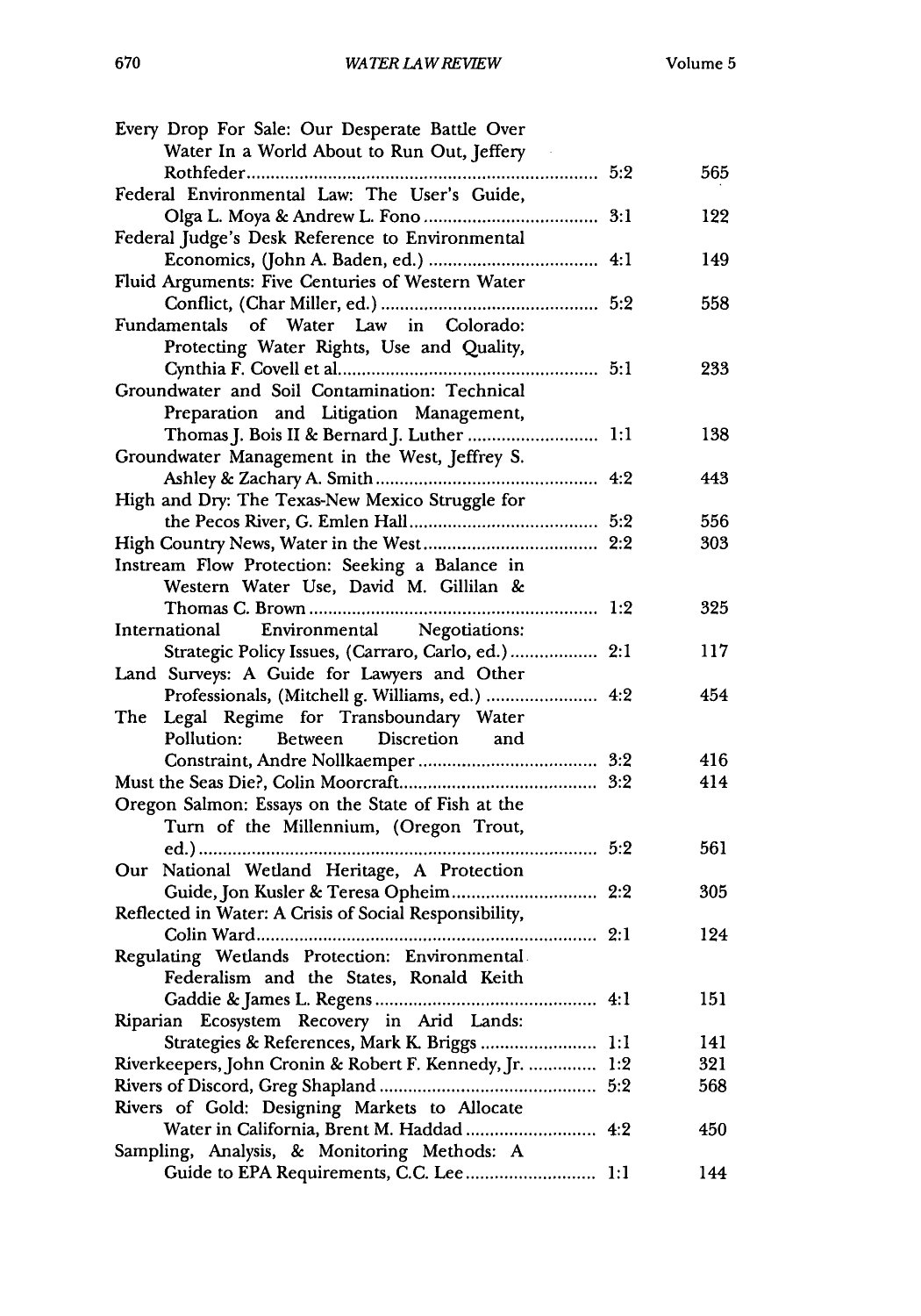| | | |
|---|---|---|
| Every Drop For Sale: Our Desperate Battle Over Water In a World About to Run Out, Jeffery Rothfeder | 5:2 | 565 |
| Federal Environmental Law: The User's Guide, Olga L. Moya & Andrew L. Fono | 3:1 | 122 |
| Federal Judge's Desk Reference to Environmental Economics, (John A. Baden, ed.) | 4:1 | 149 |
| Fluid Arguments: Five Centuries of Western Water Conflict, (Char Miller, ed.) | 5:2 | 558 |
| Fundamentals of Water Law in Colorado: Protecting Water Rights, Use and Quality, Cynthia F. Covell et al. | 5:1 | 233 |
| Groundwater and Soil Contamination: Technical Preparation and Litigation Management, Thomas J. Bois II & Bernard J. Luther | 1:1 | 138 |
| Groundwater Management in the West, Jeffrey S. Ashley & Zachary A. Smith | 4:2 | 443 |
| High and Dry: The Texas-New Mexico Struggle for the Pecos River, G. Emlen Hall | 5:2 | 556 |
| High Country News, Water in the West | 2:2 | 303 |
| Instream Flow Protection: Seeking a Balance in Western Water Use, David M. Gillilan & Thomas C. Brown | 1:2 | 325 |
| International Environmental Negotiations: Strategic Policy Issues, (Carraro, Carlo, ed.) | 2:1 | 117 |
| Land Surveys: A Guide for Lawyers and Other Professionals, (Mitchell g. Williams, ed.) | 4:2 | 454 |
| The Legal Regime for Transboundary Water Pollution: Between Discretion and Constraint, Andre Nollkaemper | 3:2 | 416 |
| Must the Seas Die?, Colin Moorcraft | 3:2 | 414 |
| Oregon Salmon: Essays on the State of Fish at the Turn of the Millennium, (Oregon Trout, ed.) | 5:2 | 561 |
| Our National Wetland Heritage, A Protection Guide, Jon Kusler & Teresa Opheim | 2:2 | 305 |
| Reflected in Water: A Crisis of Social Responsibility, Colin Ward | 2:1 | 124 |
| Regulating Wetlands Protection: Environmental Federalism and the States, Ronald Keith Gaddie & James L. Regens | 4:1 | 151 |
| Riparian Ecosystem Recovery in Arid Lands: Strategies & References, Mark K. Briggs | 1:1 | 141 |
| Riverkeepers, John Cronin & Robert F. Kennedy, Jr. | 1:2 | 321 |
| Rivers of Discord, Greg Shapland | 5:2 | 568 |
| Rivers of Gold: Designing Markets to Allocate Water in California, Brent M. Haddad | 4:2 | 450 |
| Sampling, Analysis, & Monitoring Methods: A Guide to EPA Requirements, C.C. Lee | 1:1 | 144 |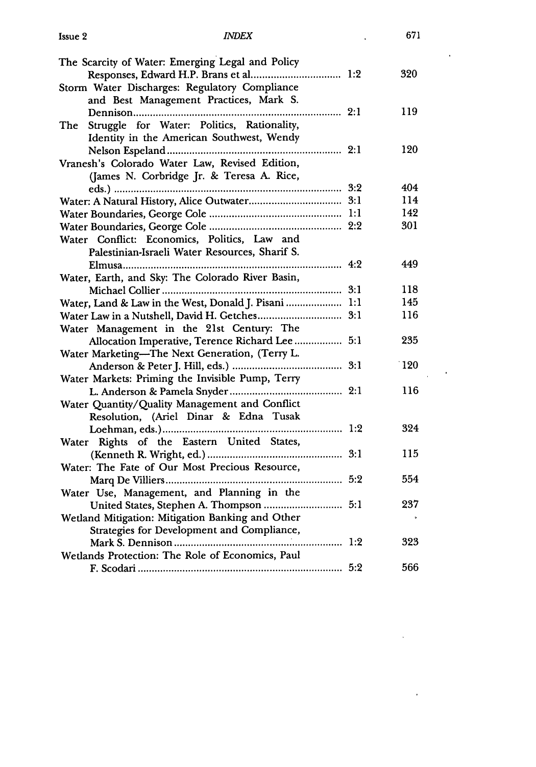| | | |
|---|---|---|
| The Scarcity of Water: Emerging Legal and Policy Responses, Edward H.P. Brans et al. | 1:2 | 320 |
| Storm Water Discharges: Regulatory Compliance and Best Management Practices, Mark S. Dennison | 2:1 | 119 |
| The Struggle for Water: Politics, Rationality, Identity in the American Southwest, Wendy Nelson Espeland | 2:1 | 120 |
| Vranesh's Colorado Water Law, Revised Edition, (James N. Corbridge Jr. & Teresa A. Rice, eds.) | 3:2 | 404 |
| Water: A Natural History, Alice Outwater | 3:1 | 114 |
| Water Boundaries, George Cole | 1:1 | 142 |
| Water Boundaries, George Cole | 2:2 | 301 |
| Water Conflict: Economics, Politics, Law and Palestinian-Israeli Water Resources, Sharif S. Elmusa | 4:2 | 449 |
| Water, Earth, and Sky: The Colorado River Basin, Michael Collier | 3:1 | 118 |
| Water, Land & Law in the West, Donald J. Pisani | 1:1 | 145 |
| Water Law in a Nutshell, David H. Getches | 3:1 | 116 |
| Water Management in the 21st Century: The Allocation Imperative, Terence Richard Lee | 5:1 | 235 |
| Water Marketing—The Next Generation, (Terry L. Anderson & Peter J. Hill, eds.) | 3:1 | 120 |
| Water Markets: Priming the Invisible Pump, Terry L. Anderson & Pamela Snyder | 2:1 | 116 |
| Water Quantity/Quality Management and Conflict Resolution, (Ariel Dinar & Edna Tusak Loehman, eds.) | 1:2 | 324 |
| Water Rights of the Eastern United States, (Kenneth R. Wright, ed.) | 3:1 | 115 |
| Water: The Fate of Our Most Precious Resource, Marq De Villiers | 5:2 | 554 |
| Water Use, Management, and Planning in the United States, Stephen A. Thompson | 5:1 | 237 |
| Wetland Mitigation: Mitigation Banking and Other Strategies for Development and Compliance, Mark S. Dennison | 1:2 | 323 |
| Wetlands Protection: The Role of Economics, Paul F. Scodari | 5:2 | 566 |